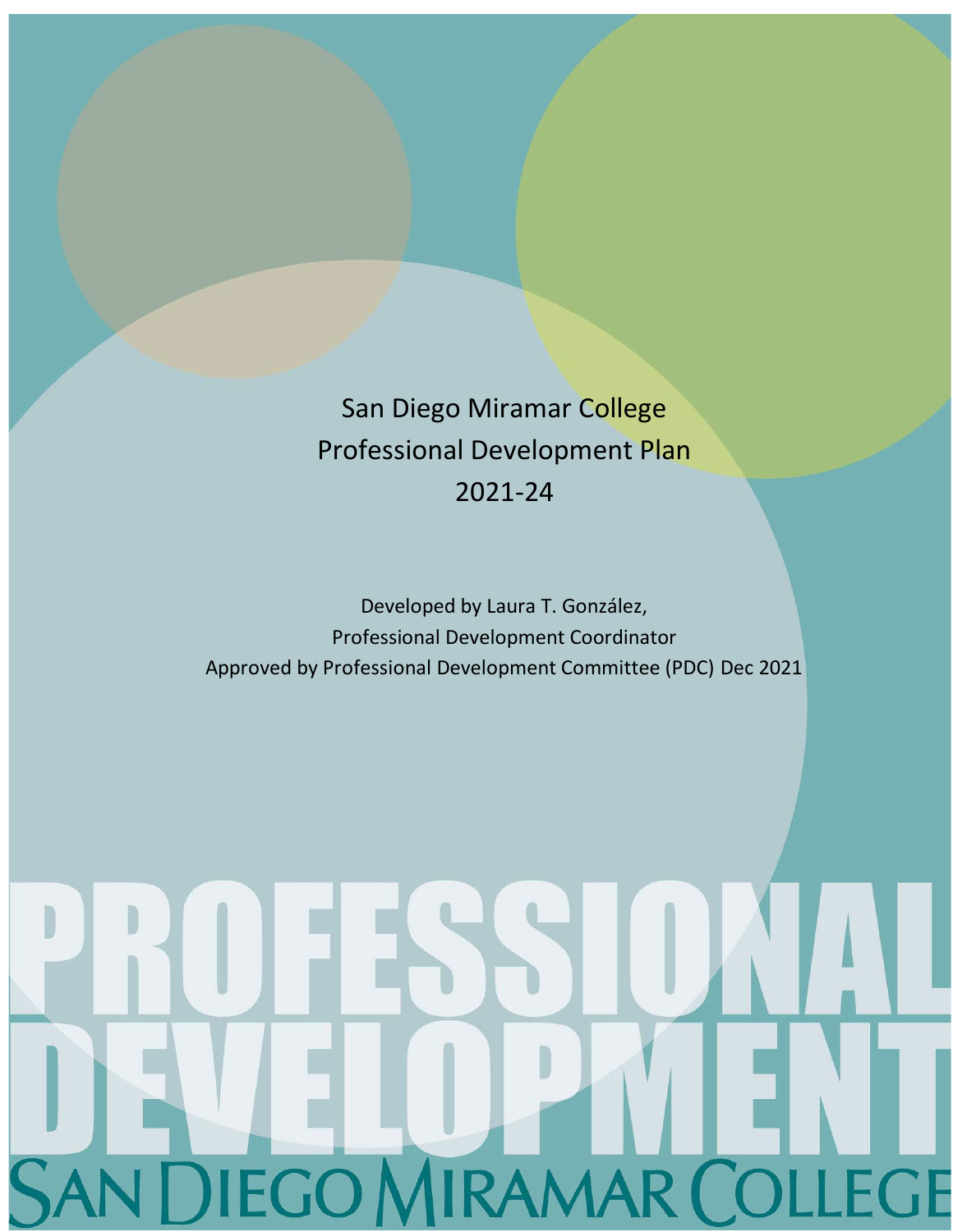# San Diego Miramar College Professional Development Plan 2021-24

Developed by Laura T. González,
Professional Development Coordinator
Approved by Professional Development Committee (PDC) Dec 2021

PROFESSIONAL DEVELOPMENT

SAN DIEGO MIRAMAR COLLEGE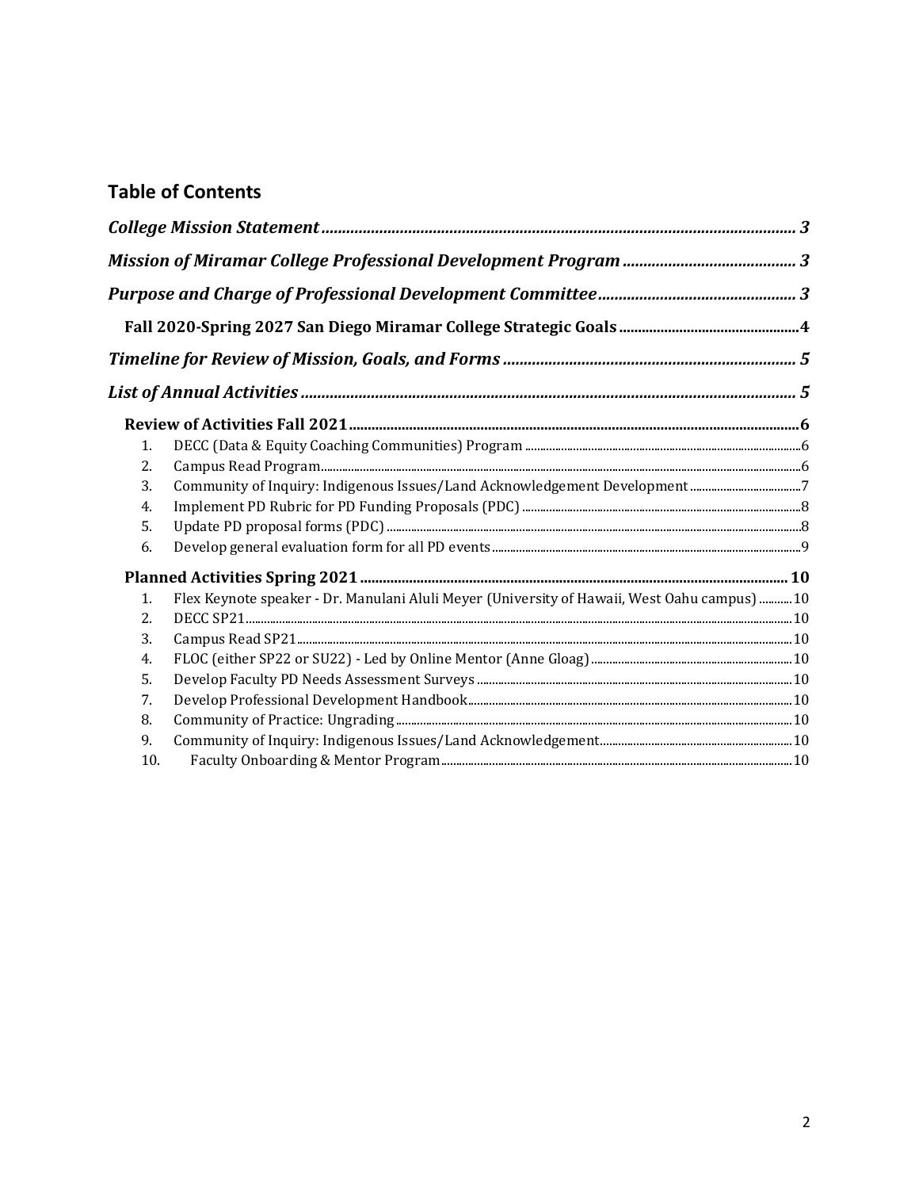## Table of Contents

*College Mission Statement* ........ 3

*Mission of Miramar College Professional Development Program* ........ 3

*Purpose and Charge of Professional Development Committee* ........ 3

**Fall 2020-Spring 2027 San Diego Miramar College Strategic Goals** ........ 4

*Timeline for Review of Mission, Goals, and Forms* ........ 5

*List of Annual Activities* ........ 5

**Review of Activities Fall 2021** ........ 6

1. DECC (Data & Equity Coaching Communities) Program ........ 6
2. Campus Read Program ........ 6
3. Community of Inquiry: Indigenous Issues/Land Acknowledgement Development ........ 7
4. Implement PD Rubric for PD Funding Proposals (PDC) ........ 8
5. Update PD proposal forms (PDC) ........ 8
6. Develop general evaluation form for all PD events ........ 9

**Planned Activities Spring 2021** ........ 10

1. Flex Keynote speaker - Dr. Manulani Aluli Meyer (University of Hawaii, West Oahu campus) ........ 10
2. DECC SP21 ........ 10
3. Campus Read SP21 ........ 10
4. FLOC (either SP22 or SU22) - Led by Online Mentor (Anne Gloag) ........ 10
5. Develop Faculty PD Needs Assessment Surveys ........ 10
7. Develop Professional Development Handbook ........ 10
8. Community of Practice: Ungrading ........ 10
9. Community of Inquiry: Indigenous Issues/Land Acknowledgement ........ 10
10. Faculty Onboarding & Mentor Program ........ 10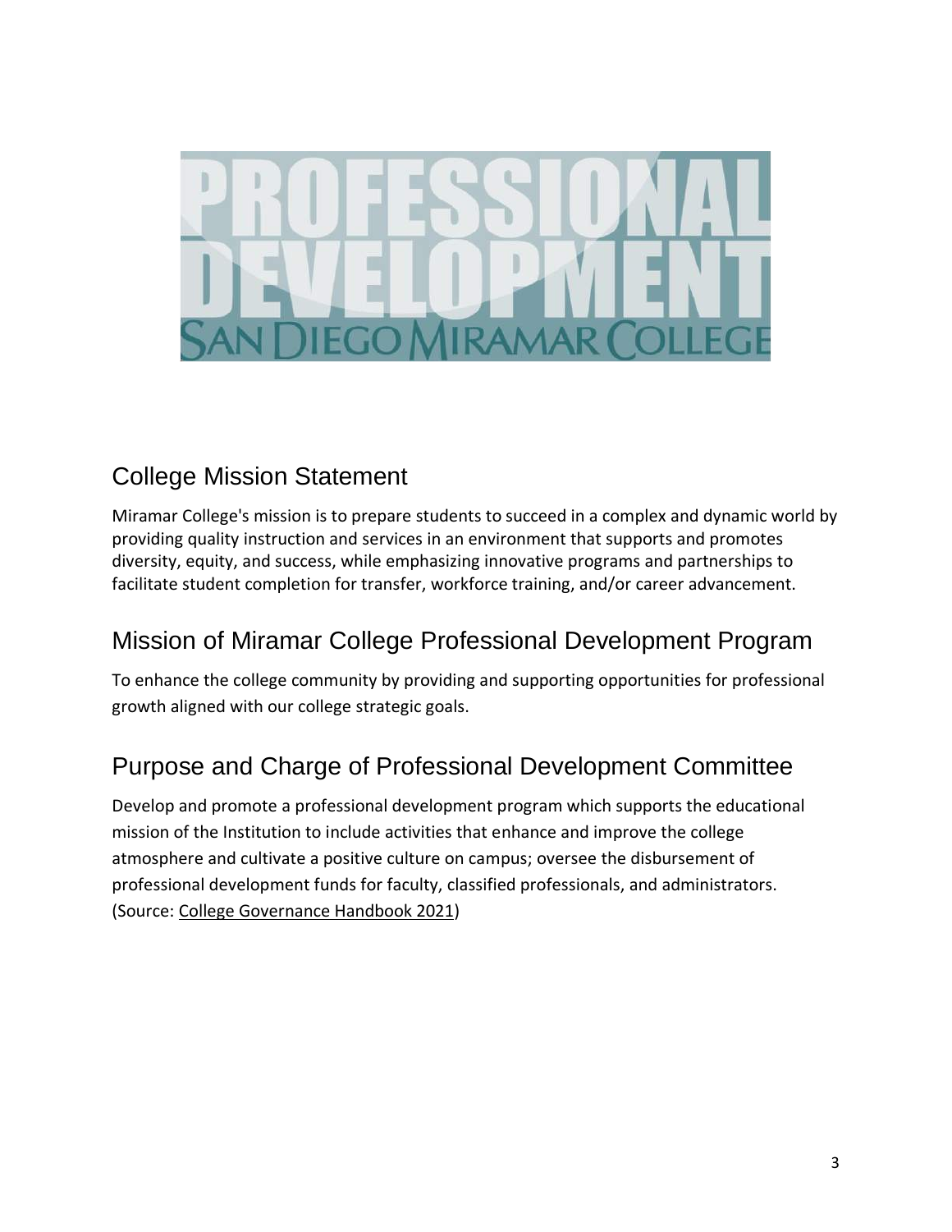## College Mission Statement

Miramar College's mission is to prepare students to succeed in a complex and dynamic world by providing quality instruction and services in an environment that supports and promotes diversity, equity, and success, while emphasizing innovative programs and partnerships to facilitate student completion for transfer, workforce training, and/or career advancement.

## Mission of Miramar College Professional Development Program

To enhance the college community by providing and supporting opportunities for professional growth aligned with our college strategic goals.

## Purpose and Charge of Professional Development Committee

Develop and promote a professional development program which supports the educational mission of the Institution to include activities that enhance and improve the college atmosphere and cultivate a positive culture on campus; oversee the disbursement of professional development funds for faculty, classified professionals, and administrators. (Source: College Governance Handbook 2021)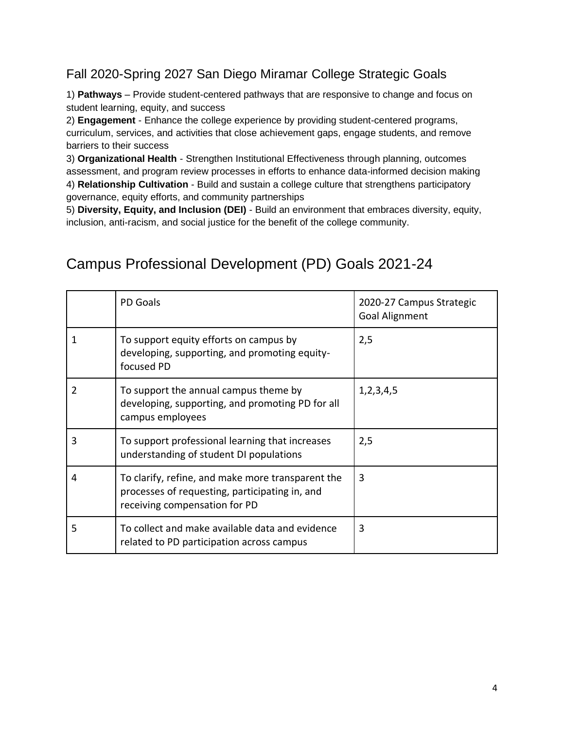## Fall 2020-Spring 2027 San Diego Miramar College Strategic Goals

1) **Pathways** – Provide student-centered pathways that are responsive to change and focus on student learning, equity, and success
2) **Engagement** - Enhance the college experience by providing student-centered programs, curriculum, services, and activities that close achievement gaps, engage students, and remove barriers to their success
3) **Organizational Health** - Strengthen Institutional Effectiveness through planning, outcomes assessment, and program review processes in efforts to enhance data-informed decision making
4) **Relationship Cultivation** - Build and sustain a college culture that strengthens participatory governance, equity efforts, and community partnerships
5) **Diversity, Equity, and Inclusion (DEI)** - Build an environment that embraces diversity, equity, inclusion, anti-racism, and social justice for the benefit of the college community.

## Campus Professional Development (PD) Goals 2021-24

| | PD Goals | 2020-27 Campus Strategic Goal Alignment |
|---|---|---|
| 1 | To support equity efforts on campus by developing, supporting, and promoting equity-focused PD | 2,5 |
| 2 | To support the annual campus theme by developing, supporting, and promoting PD for all campus employees | 1,2,3,4,5 |
| 3 | To support professional learning that increases understanding of student DI populations | 2,5 |
| 4 | To clarify, refine, and make more transparent the processes of requesting, participating in, and receiving compensation for PD | 3 |
| 5 | To collect and make available data and evidence related to PD participation across campus | 3 |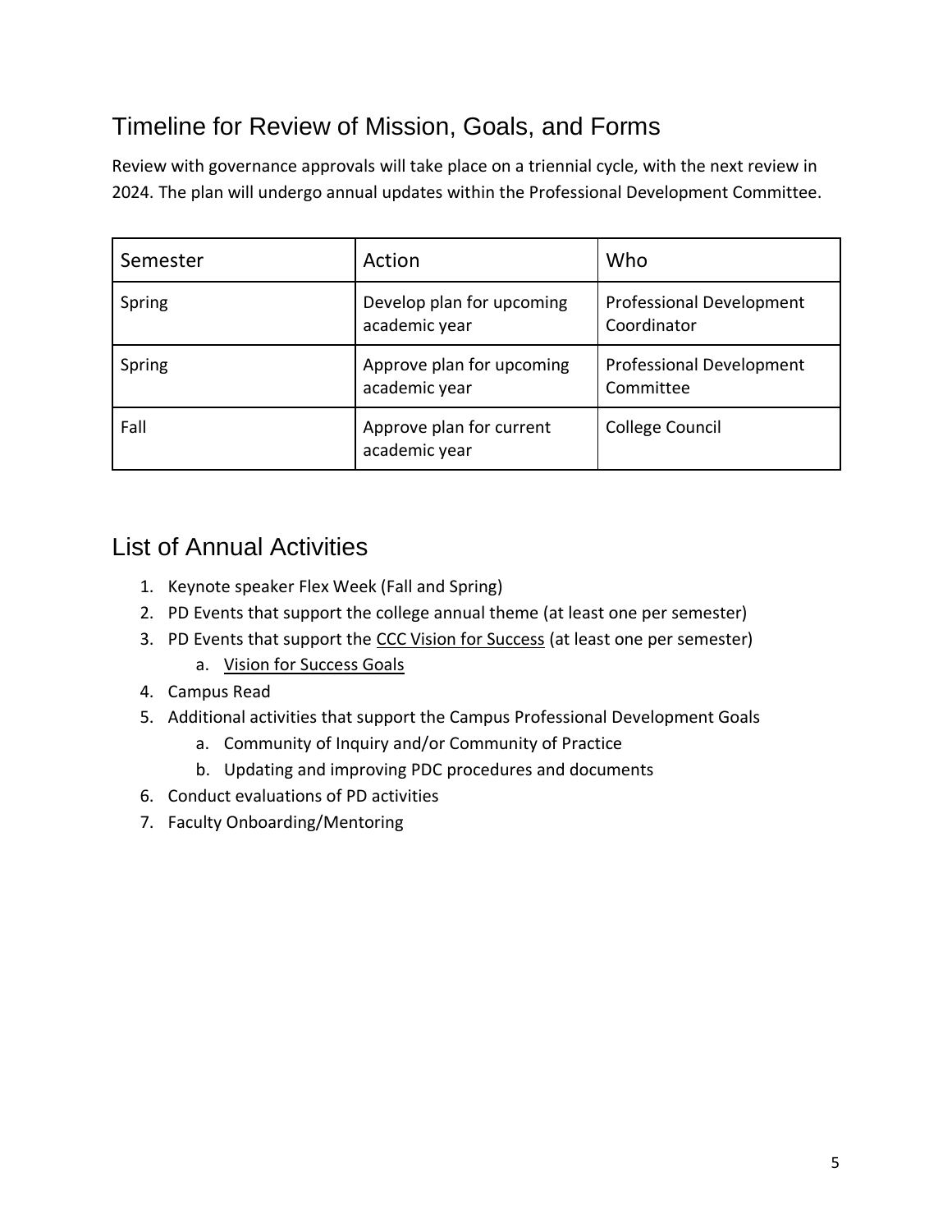## Timeline for Review of Mission, Goals, and Forms

Review with governance approvals will take place on a triennial cycle, with the next review in 2024. The plan will undergo annual updates within the Professional Development Committee.

| Semester | Action | Who |
| --- | --- | --- |
| Spring | Develop plan for upcoming academic year | Professional Development Coordinator |
| Spring | Approve plan for upcoming academic year | Professional Development Committee |
| Fall | Approve plan for current academic year | College Council |

## List of Annual Activities

1. Keynote speaker Flex Week (Fall and Spring)
2. PD Events that support the college annual theme (at least one per semester)
3. PD Events that support the CCC Vision for Success (at least one per semester)
    a. Vision for Success Goals
4. Campus Read
5. Additional activities that support the Campus Professional Development Goals
    a. Community of Inquiry and/or Community of Practice
    b. Updating and improving PDC procedures and documents
6. Conduct evaluations of PD activities
7. Faculty Onboarding/Mentoring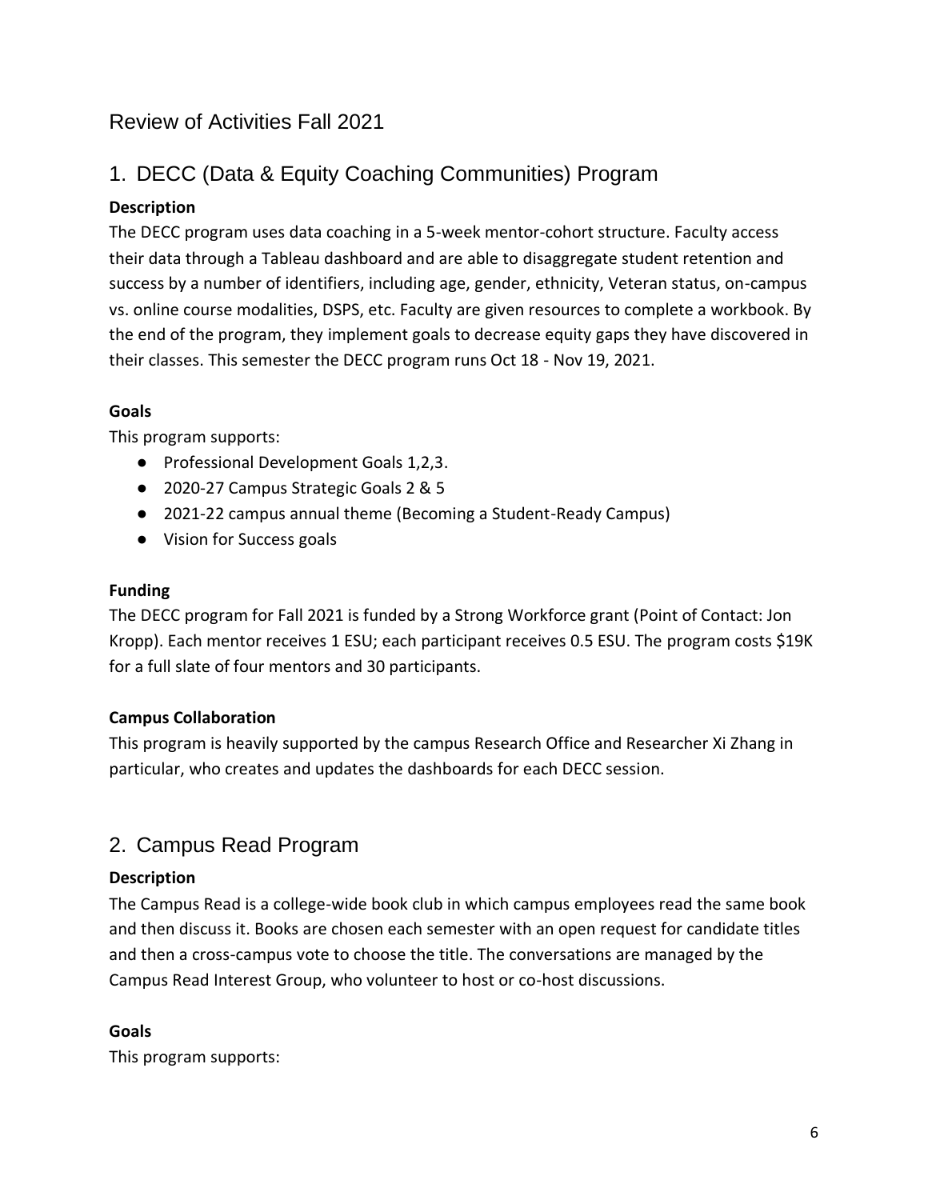# Review of Activities Fall 2021

## 1. DECC (Data & Equity Coaching Communities) Program

### Description

The DECC program uses data coaching in a 5-week mentor-cohort structure. Faculty access their data through a Tableau dashboard and are able to disaggregate student retention and success by a number of identifiers, including age, gender, ethnicity, Veteran status, on-campus vs. online course modalities, DSPS, etc. Faculty are given resources to complete a workbook. By the end of the program, they implement goals to decrease equity gaps they have discovered in their classes. This semester the DECC program runs Oct 18 - Nov 19, 2021.

### Goals

This program supports:

- Professional Development Goals 1,2,3.
- 2020-27 Campus Strategic Goals 2 & 5
- 2021-22 campus annual theme (Becoming a Student-Ready Campus)
- Vision for Success goals

### Funding

The DECC program for Fall 2021 is funded by a Strong Workforce grant (Point of Contact: Jon Kropp). Each mentor receives 1 ESU; each participant receives 0.5 ESU. The program costs $19K for a full slate of four mentors and 30 participants.

### Campus Collaboration

This program is heavily supported by the campus Research Office and Researcher Xi Zhang in particular, who creates and updates the dashboards for each DECC session.

## 2. Campus Read Program

### Description

The Campus Read is a college-wide book club in which campus employees read the same book and then discuss it. Books are chosen each semester with an open request for candidate titles and then a cross-campus vote to choose the title. The conversations are managed by the Campus Read Interest Group, who volunteer to host or co-host discussions.

### Goals

This program supports: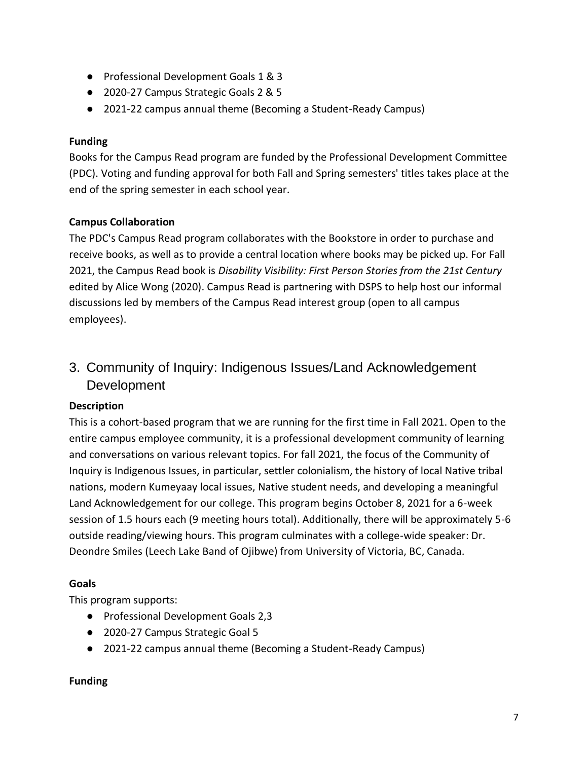- Professional Development Goals 1 & 3
- 2020-27 Campus Strategic Goals 2 & 5
- 2021-22 campus annual theme (Becoming a Student-Ready Campus)

**Funding**

Books for the Campus Read program are funded by the Professional Development Committee (PDC). Voting and funding approval for both Fall and Spring semesters' titles takes place at the end of the spring semester in each school year.

**Campus Collaboration**

The PDC's Campus Read program collaborates with the Bookstore in order to purchase and receive books, as well as to provide a central location where books may be picked up. For Fall 2021, the Campus Read book is *Disability Visibility: First Person Stories from the 21st Century* edited by Alice Wong (2020). Campus Read is partnering with DSPS to help host our informal discussions led by members of the Campus Read interest group (open to all campus employees).

## 3. Community of Inquiry: Indigenous Issues/Land Acknowledgement Development

**Description**

This is a cohort-based program that we are running for the first time in Fall 2021. Open to the entire campus employee community, it is a professional development community of learning and conversations on various relevant topics. For fall 2021, the focus of the Community of Inquiry is Indigenous Issues, in particular, settler colonialism, the history of local Native tribal nations, modern Kumeyaay local issues, Native student needs, and developing a meaningful Land Acknowledgement for our college. This program begins October 8, 2021 for a 6-week session of 1.5 hours each (9 meeting hours total). Additionally, there will be approximately 5-6 outside reading/viewing hours. This program culminates with a college-wide speaker: Dr. Deondre Smiles (Leech Lake Band of Ojibwe) from University of Victoria, BC, Canada.

**Goals**

This program supports:

- Professional Development Goals 2,3
- 2020-27 Campus Strategic Goal 5
- 2021-22 campus annual theme (Becoming a Student-Ready Campus)

**Funding**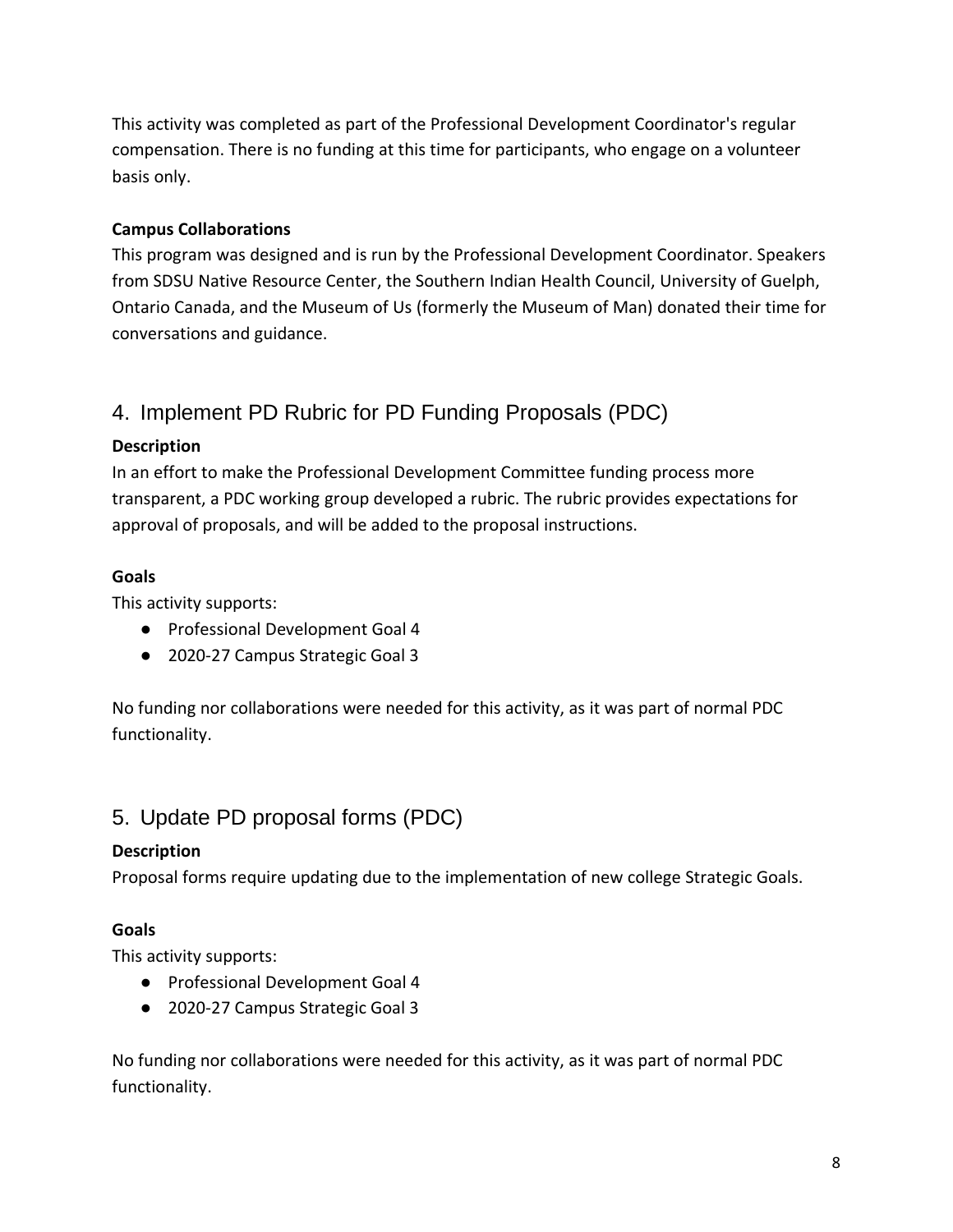This activity was completed as part of the Professional Development Coordinator's regular compensation. There is no funding at this time for participants, who engage on a volunteer basis only.

**Campus Collaborations**

This program was designed and is run by the Professional Development Coordinator. Speakers from SDSU Native Resource Center, the Southern Indian Health Council, University of Guelph, Ontario Canada, and the Museum of Us (formerly the Museum of Man) donated their time for conversations and guidance.

## 4. Implement PD Rubric for PD Funding Proposals (PDC)

**Description**

In an effort to make the Professional Development Committee funding process more transparent, a PDC working group developed a rubric. The rubric provides expectations for approval of proposals, and will be added to the proposal instructions.

**Goals**

This activity supports:

- Professional Development Goal 4
- 2020-27 Campus Strategic Goal 3

No funding nor collaborations were needed for this activity, as it was part of normal PDC functionality.

## 5. Update PD proposal forms (PDC)

**Description**

Proposal forms require updating due to the implementation of new college Strategic Goals.

**Goals**

This activity supports:

- Professional Development Goal 4
- 2020-27 Campus Strategic Goal 3

No funding nor collaborations were needed for this activity, as it was part of normal PDC functionality.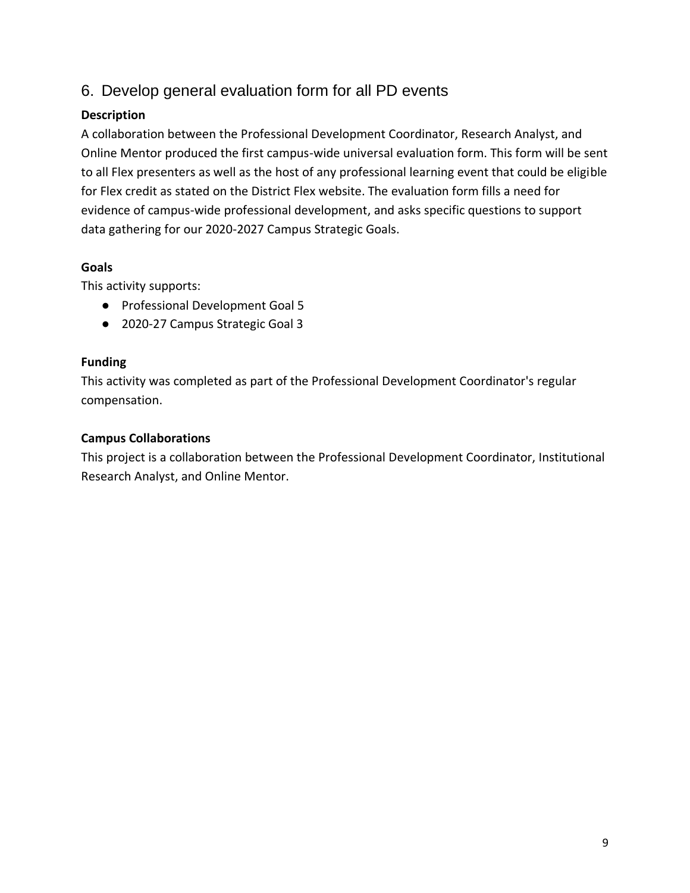## 6. Develop general evaluation form for all PD events

**Description**

A collaboration between the Professional Development Coordinator, Research Analyst, and Online Mentor produced the first campus-wide universal evaluation form. This form will be sent to all Flex presenters as well as the host of any professional learning event that could be eligible for Flex credit as stated on the District Flex website. The evaluation form fills a need for evidence of campus-wide professional development, and asks specific questions to support data gathering for our 2020-2027 Campus Strategic Goals.

**Goals**

This activity supports:

- Professional Development Goal 5
- 2020-27 Campus Strategic Goal 3

**Funding**

This activity was completed as part of the Professional Development Coordinator's regular compensation.

**Campus Collaborations**

This project is a collaboration between the Professional Development Coordinator, Institutional Research Analyst, and Online Mentor.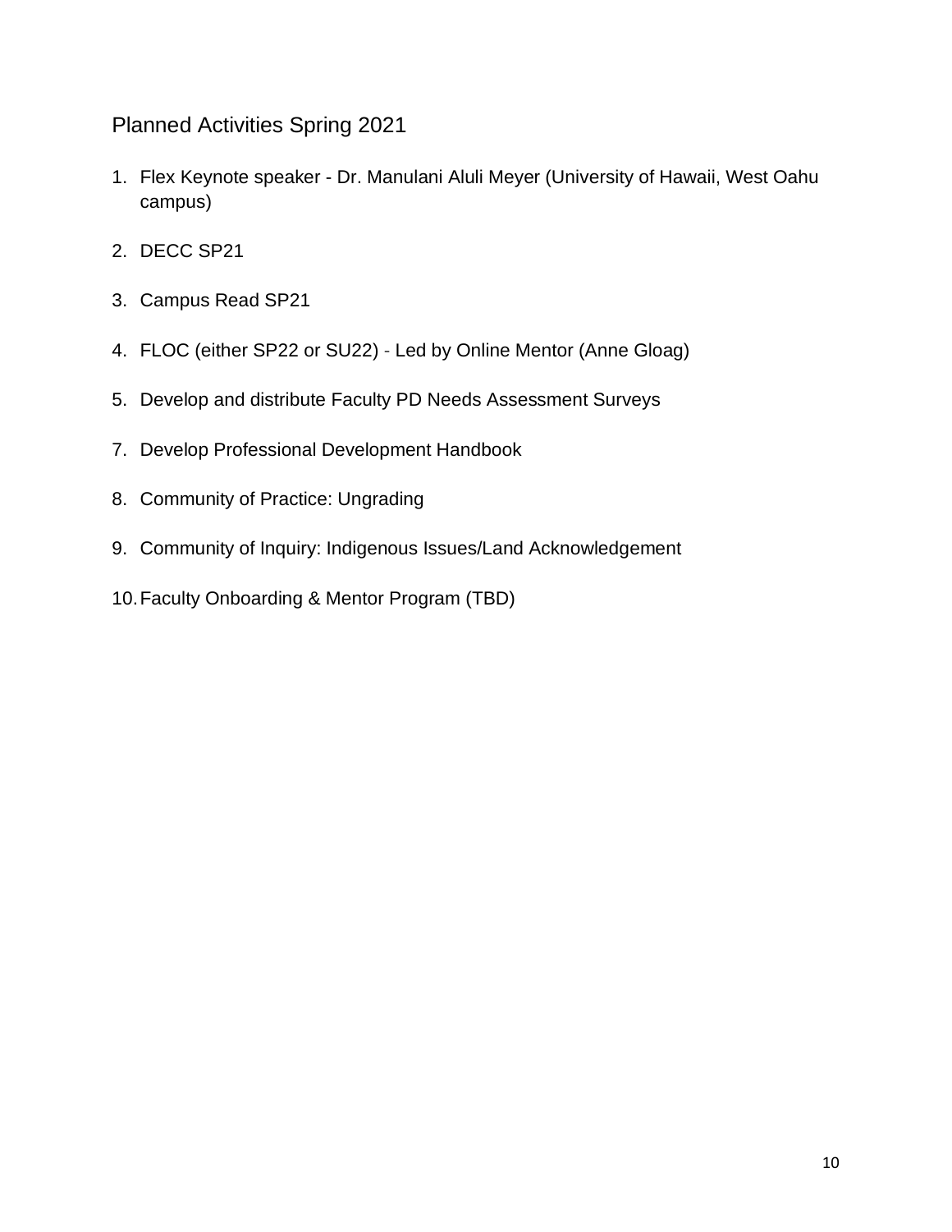## Planned Activities Spring 2021

1. Flex Keynote speaker - Dr. Manulani Aluli Meyer (University of Hawaii, West Oahu campus)
2. DECC SP21
3. Campus Read SP21
4. FLOC (either SP22 or SU22) - Led by Online Mentor (Anne Gloag)
5. Develop and distribute Faculty PD Needs Assessment Surveys

7. Develop Professional Development Handbook
8. Community of Practice: Ungrading
9. Community of Inquiry: Indigenous Issues/Land Acknowledgement
10. Faculty Onboarding & Mentor Program (TBD)